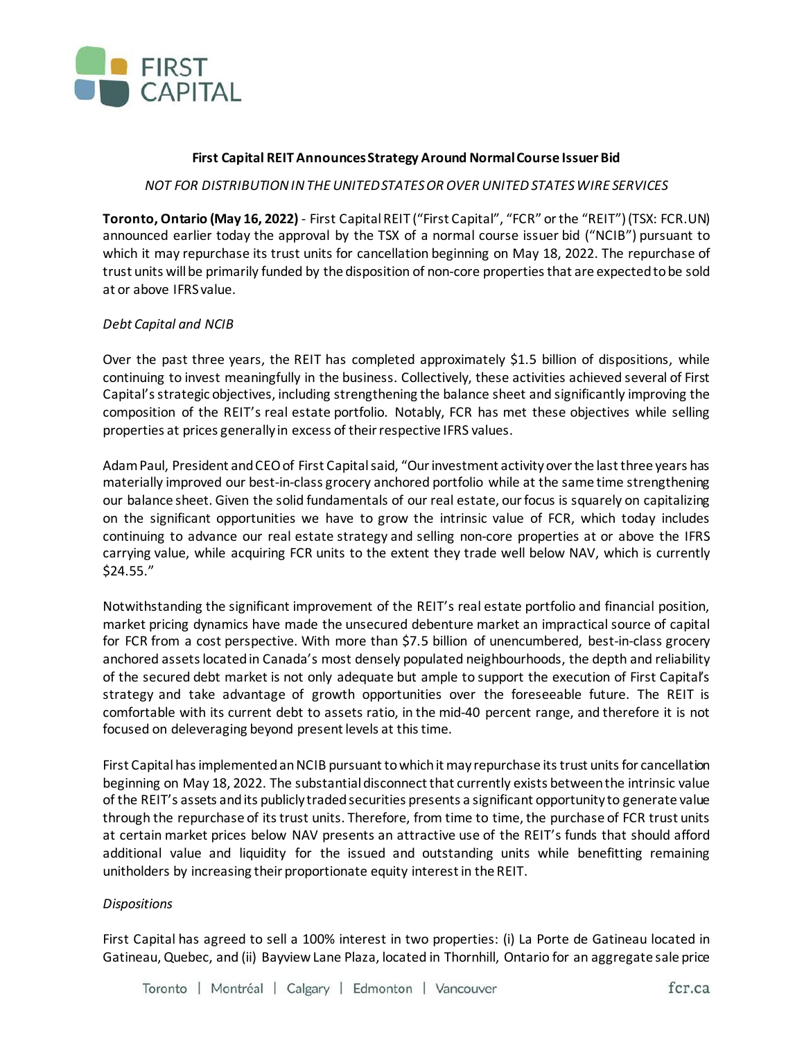**First Capital REIT Announces Strategy Around Normal Course Issuer Bid**

*NOT FOR DISTRIBUTION IN THE UNITED STATES OR OVER UNITED STATES WIRE SERVICES*

**Toronto, Ontario (May 16, 2022)** - First Capital REIT ("First Capital", "FCR" or the "REIT") (TSX: FCR.UN) announced earlier today the approval by the TSX of a normal course issuer bid ("NCIB") pursuant to which it may repurchase its trust units for cancellation beginning on May 18, 2022. The repurchase of trust units will be primarily funded by the disposition of non-core properties that are expected to be sold at or above IFRS value.

*Debt Capital and NCIB*

Over the past three years, the REIT has completed approximately $1.5 billion of dispositions, while continuing to invest meaningfully in the business. Collectively, these activities achieved several of First Capital's strategic objectives, including strengthening the balance sheet and significantly improving the composition of the REIT's real estate portfolio. Notably, FCR has met these objectives while selling properties at prices generally in excess of their respective IFRS values.

Adam Paul, President and CEO of First Capital said, "Our investment activity over the last three years has materially improved our best-in-class grocery anchored portfolio while at the same time strengthening our balance sheet. Given the solid fundamentals of our real estate, our focus is squarely on capitalizing on the significant opportunities we have to grow the intrinsic value of FCR, which today includes continuing to advance our real estate strategy and selling non-core properties at or above the IFRS carrying value, while acquiring FCR units to the extent they trade well below NAV, which is currently $24.55."

Notwithstanding the significant improvement of the REIT's real estate portfolio and financial position, market pricing dynamics have made the unsecured debenture market an impractical source of capital for FCR from a cost perspective. With more than $7.5 billion of unencumbered, best-in-class grocery anchored assets located in Canada's most densely populated neighbourhoods, the depth and reliability of the secured debt market is not only adequate but ample to support the execution of First Capital's strategy and take advantage of growth opportunities over the foreseeable future. The REIT is comfortable with its current debt to assets ratio, in the mid-40 percent range, and therefore it is not focused on deleveraging beyond present levels at this time.

First Capital has implemented an NCIB pursuant to which it may repurchase its trust units for cancellation beginning on May 18, 2022. The substantial disconnect that currently exists between the intrinsic value of the REIT's assets and its publicly traded securities presents a significant opportunity to generate value through the repurchase of its trust units. Therefore, from time to time, the purchase of FCR trust units at certain market prices below NAV presents an attractive use of the REIT's funds that should afford additional value and liquidity for the issued and outstanding units while benefitting remaining unitholders by increasing their proportionate equity interest in the REIT.

*Dispositions*

First Capital has agreed to sell a 100% interest in two properties: (i) La Porte de Gatineau located in Gatineau, Quebec, and (ii) Bayview Lane Plaza, located in Thornhill, Ontario for an aggregate sale price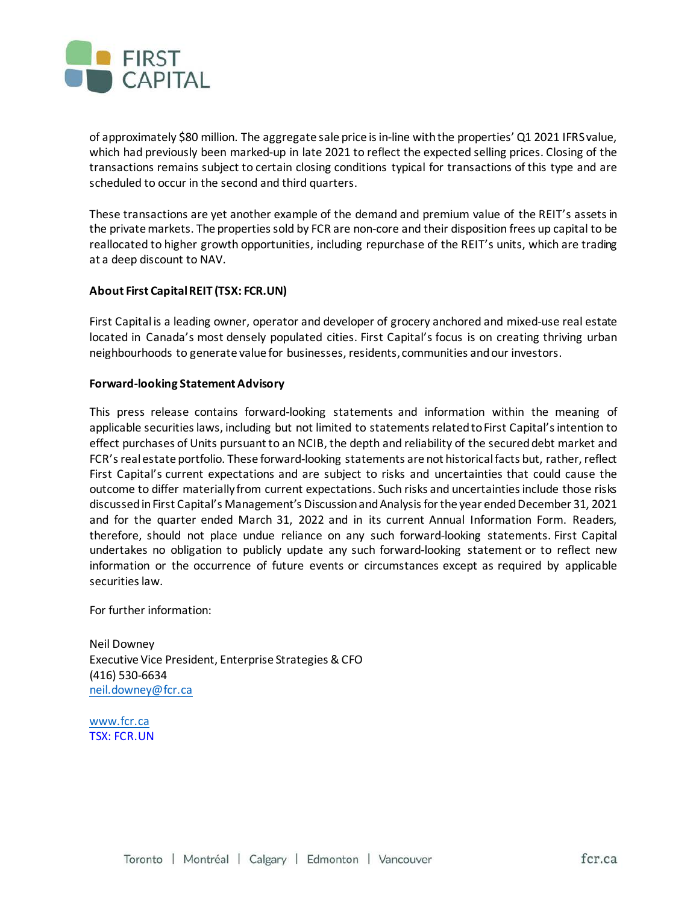of approximately $80 million. The aggregate sale price is in-line with the properties' Q1 2021 IFRS value, which had previously been marked-up in late 2021 to reflect the expected selling prices. Closing of the transactions remains subject to certain closing conditions typical for transactions of this type and are scheduled to occur in the second and third quarters.

These transactions are yet another example of the demand and premium value of the REIT's assets in the private markets. The properties sold by FCR are non-core and their disposition frees up capital to be reallocated to higher growth opportunities, including repurchase of the REIT's units, which are trading at a deep discount to NAV.

**About First Capital REIT (TSX: FCR.UN)**

First Capital is a leading owner, operator and developer of grocery anchored and mixed-use real estate located in Canada's most densely populated cities. First Capital's focus is on creating thriving urban neighbourhoods to generate value for businesses, residents, communities and our investors.

**Forward-looking Statement Advisory**

This press release contains forward-looking statements and information within the meaning of applicable securities laws, including but not limited to statements related to First Capital's intention to effect purchases of Units pursuant to an NCIB, the depth and reliability of the secured debt market and FCR's real estate portfolio. These forward-looking statements are not historical facts but, rather, reflect First Capital's current expectations and are subject to risks and uncertainties that could cause the outcome to differ materially from current expectations. Such risks and uncertainties include those risks discussed in First Capital's Management's Discussion and Analysis for the year ended December 31, 2021 and for the quarter ended March 31, 2022 and in its current Annual Information Form. Readers, therefore, should not place undue reliance on any such forward-looking statements. First Capital undertakes no obligation to publicly update any such forward-looking statement or to reflect new information or the occurrence of future events or circumstances except as required by applicable securities law.

For further information:

Neil Downey
Executive Vice President, Enterprise Strategies & CFO
(416) 530-6634
neil.downey@fcr.ca

www.fcr.ca
TSX: FCR.UN